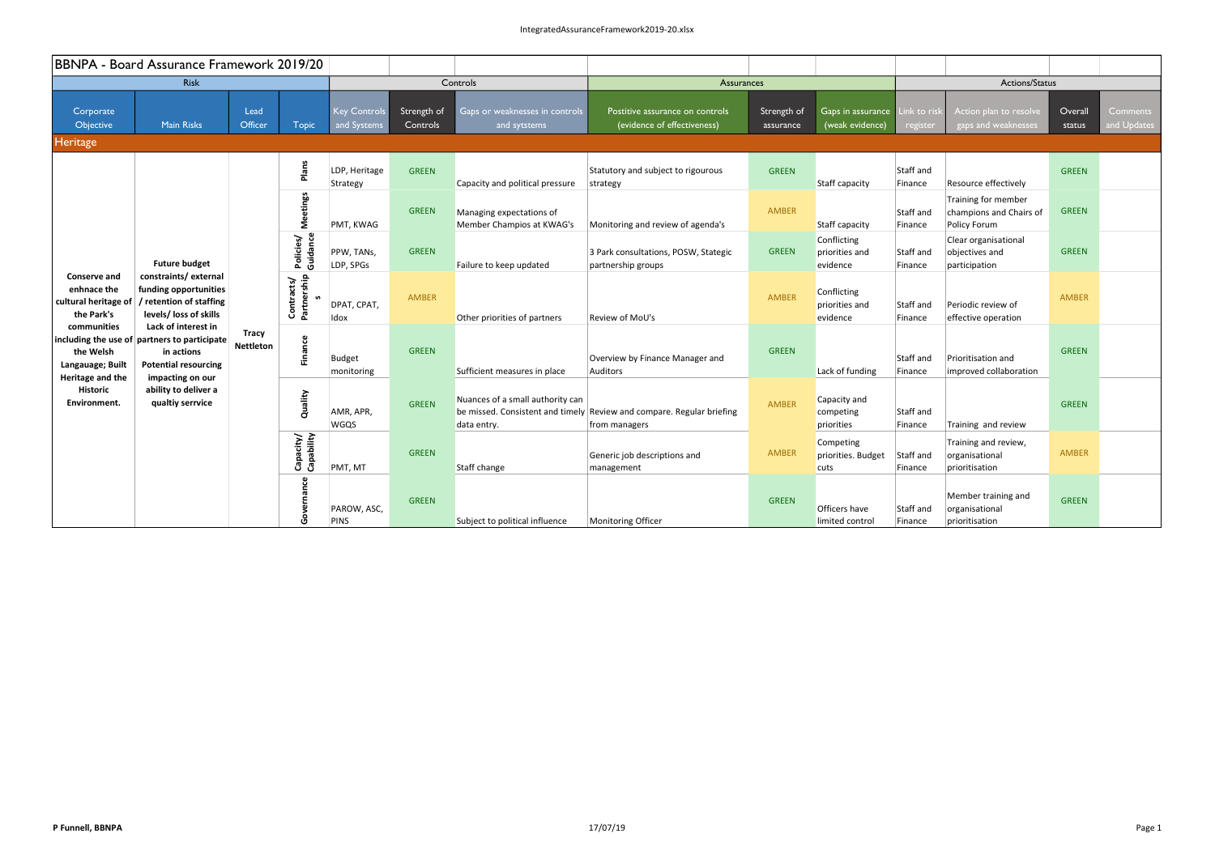## BBNPA - Board Assurance Framework 2019/20

| Risk | | | | Controls | | | Assurances | | | Actions/Status | | | |
|---|---|---|---|---|---|---|---|---|---|---|---|---|---|
| Corporate Objective | Main Risks | Lead Officer | Topic | Key Controls and Systems | Strength of Controls | Gaps or weaknesses in controls and sytstems | Postitive assurance on controls (evidence of effectiveness) | Strength of assurance | Gaps in assurance (weak evidence) | Link to risk register | Action plan to resolve gaps and weaknesses | Overall status | Comments and Updates |
| **Heritage** | | | | | | | | | | | | | |
| **Conserve and enhnace the cultural heritage of the Park's communities including the use of the Welsh Langauage; Built Heritage and the Historic Environment.** | **Future budget constraints/ external funding opportunities / retention of staffing levels/ loss of skills Lack of interest in partners to participate in actions Potential resourcing impacting on our ability to deliver a qualtiy serrvice** | **Tracy Nettleton** | Plans | LDP, Heritage Strategy | GREEN | Capacity and political pressure | Statutory and subject to rigourous strategy | GREEN | Staff capacity | Staff and Finance | Resource effectively | GREEN | |
| | | | Meetings | PMT, KWAG | GREEN | Managing expectations of Member Champios at KWAG's | Monitoring and review of agenda's | AMBER | Staff capacity | Staff and Finance | Training for member champions and Chairs of Policy Forum | GREEN | |
| | | | Policies/ Guidance | PPW, TANs, LDP, SPGs | GREEN | Failure to keep updated | 3 Park consultations, POSW, Stategic partnership groups | GREEN | Conflicting priorities and evidence | Staff and Finance | Clear organisational objectives and participation | GREEN | |
| | | | Contracts/ Partnerships | DPAT, CPAT, Idox | AMBER | Other priorities of partners | Review of MoU's | AMBER | Conflicting priorities and evidence | Staff and Finance | Periodic review of effective operation | AMBER | |
| | | | Finance | Budget monitoring | GREEN | Sufficient measures in place | Overview by Finance Manager and Auditors | GREEN | Lack of funding | Staff and Finance | Prioritisation and improved collaboration | GREEN | |
| | | | Quality | AMR, APR, WGQS | GREEN | Nuances of a small authority can be missed. Consistent and timely data entry. | Review and compare. Regular briefing from managers | AMBER | Capacity and competing priorities | Staff and Finance | Training and review | GREEN | |
| | | | Capacity/ Capability | PMT, MT | GREEN | Staff change | Generic job descriptions and management | AMBER | Competing priorities. Budget cuts | Staff and Finance | Training and review, organisational prioritisation | AMBER | |
| | | | Governance | PAROW, ASC, PINS | GREEN | Subject to political influence | Monitoring Officer | GREEN | Officers have limited control | Staff and Finance | Member training and organisational prioritisation | GREEN | |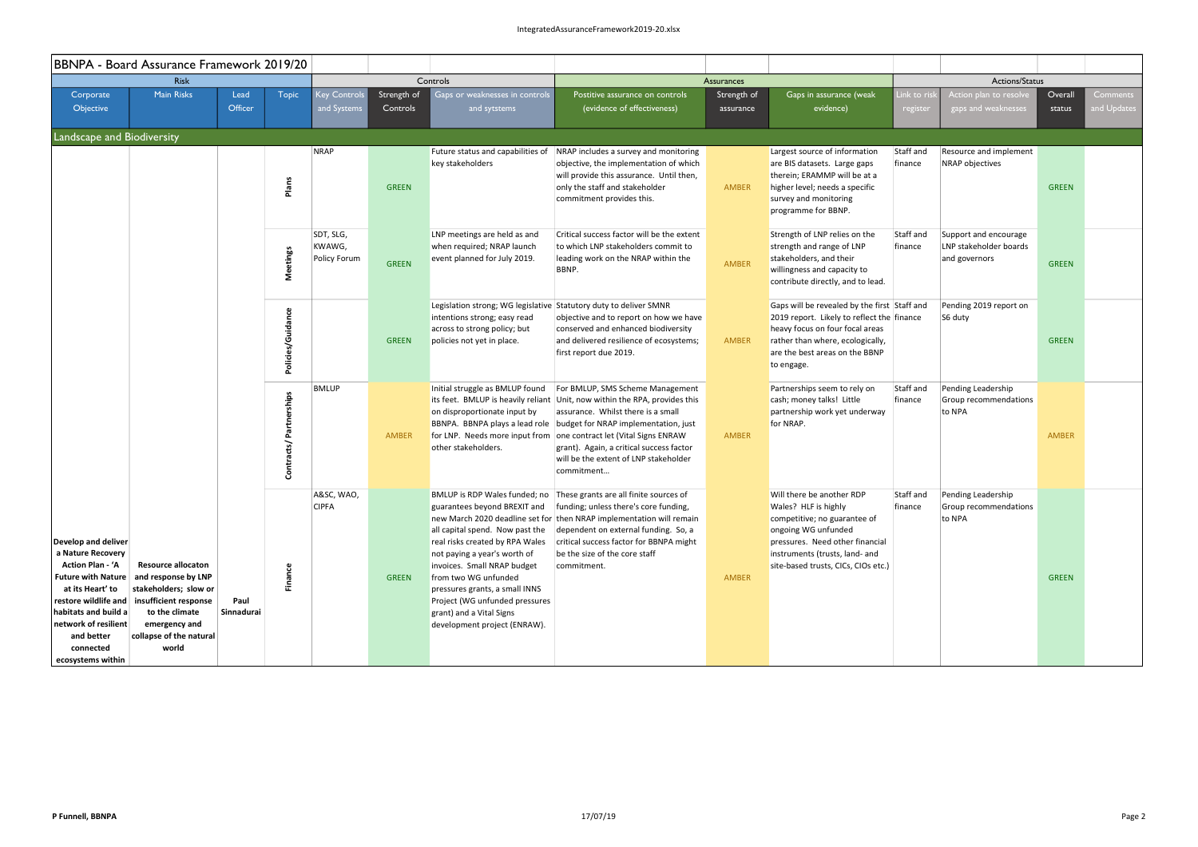## BBNPA - Board Assurance Framework 2019/20

| Risk | | | | Controls | | | Assurances | | | Actions/Status | | | |
|---|---|---|---|---|---|---|---|---|---|---|---|---|---|
| Corporate Objective | Main Risks | Lead Officer | Topic | Key Controls and Systems | Strength of Controls | Gaps or weaknesses in controls and sytstems | Postitive assurance on controls (evidence of effectiveness) | Strength of assurance | Gaps in assurance (weak evidence) | Link to risk register | Action plan to resolve gaps and weaknesses | Overall status | Comments and Updates |
| **Landscape and Biodiversity** | | | | | | | | | | | | | |
| **Develop and deliver a Nature Recovery Action Plan - 'A Future with Nature at its Heart' to restore wildlife and habitats and build a network of resilient and better connected ecosystems within** | **Resource allocaton and response by LNP stakeholders; slow or insufficient response to the climate emergency and collapse of the natural world** | **Paul Sinnadurai** | Plans | NRAP | GREEN | Future status and capabilities of key stakeholders | NRAP includes a survey and monitoring objective, the implementation of which will provide this assurance. Until then, only the staff and stakeholder commitment provides this. | AMBER | Largest source of information are BIS datasets. Large gaps therein; ERAMMP will be at a higher level; needs a specific survey and monitoring programme for BBNP. | Staff and finance | Resource and implement NRAP objectives | GREEN | |
| | | | Meetings | SDT, SLG, KWAWG, Policy Forum | GREEN | LNP meetings are held as and when required; NRAP launch event planned for July 2019. | Critical success factor will be the extent to which LNP stakeholders commit to leading work on the NRAP within the BBNP. | AMBER | Strength of LNP relies on the strength and range of LNP stakeholders, and their willingness and capacity to contribute directly, and to lead. | Staff and finance | Support and encourage LNP stakeholder boards and governors | GREEN | |
| | | | Policies/Guidance | | GREEN | Legislation strong; WG legislative intentions strong; easy read across to strong policy; but policies not yet in place. | Statutory duty to deliver SMNR objective and to report on how we have conserved and enhanced biodiversity and delivered resilience of ecosystems; first report due 2019. | AMBER | Gaps will be revealed by the first 2019 report. Likely to reflect the heavy focus on four focal areas rather than where, ecologically, are the best areas on the BBNP to engage. | Staff and finance | Pending 2019 report on S6 duty | GREEN | |
| | | | Contracts/ Partnerships | BMLUP | AMBER | Initial struggle as BMLUP found its feet. BMLUP is heavily reliant on disproportionate input by BBNPA. BBNPA plays a lead role for LNP. Needs more input from other stakeholders. | For BMLUP, SMS Scheme Management Unit, now within the RPA, provides this assurance. Whilst there is a small budget for NRAP implementation, just one contract let (Vital Signs ENRAW grant). Again, a critical success factor will be the extent of LNP stakeholder commitment… | AMBER | Partnerships seem to rely on cash; money talks! Little partnership work yet underway for NRAP. | Staff and finance | Pending Leadership Group recommendations to NPA | AMBER | |
| | | | Finance | A&SC, WAO, CIPFA | GREEN | BMLUP is RDP Wales funded; no guarantees beyond BREXIT and new March 2020 deadline set for all capital spend. Now past the real risks created by RPA Wales not paying a year's worth of invoices. Small NRAP budget from two WG unfunded pressures grants, a small INNS Project (WG unfunded pressures grant) and a Vital Signs development project (ENRAW). | These grants are all finite sources of funding; unless there's core funding, then NRAP implementation will remain dependent on external funding. So, a critical success factor for BBNPA might be the size of the core staff commitment. | AMBER | Will there be another RDP Wales? HLF is highly competitive; no guarantee of ongoing WG unfunded pressures. Need other financial instruments (trusts, land- and site-based trusts, CICs, CIOs etc.) | Staff and finance | Pending Leadership Group recommendations to NPA | GREEN | |

P Funnell, BBNPA 17/07/19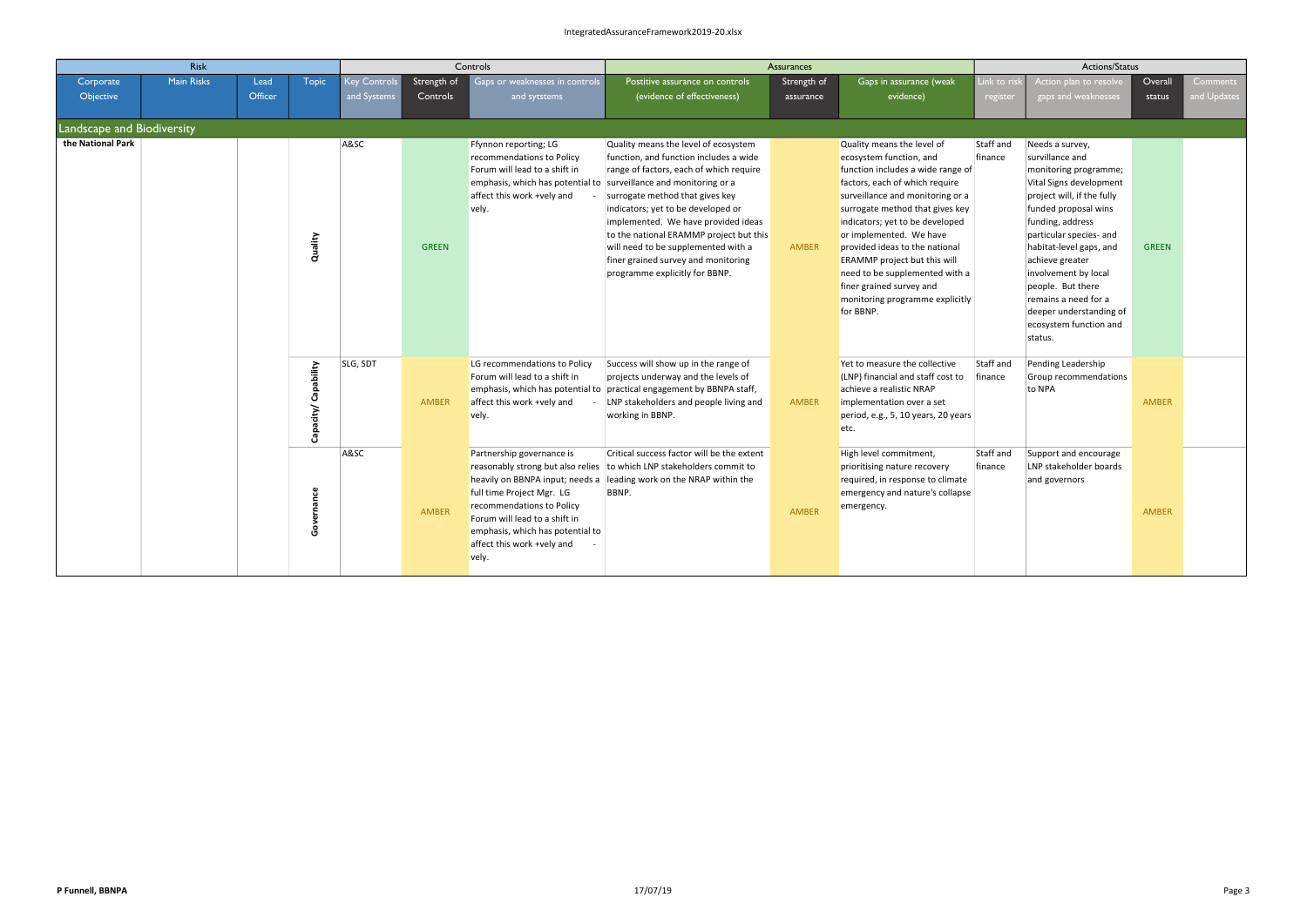| Risk | | | | Controls | | | Assurances | | | Actions/Status | | | |
|---|---|---|---|---|---|---|---|---|---|---|---|---|---|
| Corporate Objective | Main Risks | Lead Officer | Topic | Key Controls and Systems | Strength of Controls | Gaps or weaknesses in controls and sytstems | Postitive assurance on controls (evidence of effectiveness) | Strength of assurance | Gaps in assurance (weak evidence) | Link to risk register | Action plan to resolve gaps and weaknesses | Overall status | Comments and Updates |
| **Landscape and Biodiversity** | | | | | | | | | | | | | |
| **the National Park** | | | Quality | A&SC | GREEN | Ffynnon reporting; LG recommendations to Policy Forum will lead to a shift in emphasis, which has potential to affect this work +vely and - vely. | Quality means the level of ecosystem function, and function includes a wide range of factors, each of which require surveillance and monitoring or a surrogate method that gives key indicators; yet to be developed or implemented. We have provided ideas to the national ERAMMP project but this will need to be supplemented with a finer grained survey and monitoring programme explicitly for BBNP. | AMBER | Quality means the level of ecosystem function, and function includes a wide range of factors, each of which require surveillance and monitoring or a surrogate method that gives key indicators; yet to be developed or implemented. We have provided ideas to the national ERAMMP project but this will need to be supplemented with a finer grained survey and monitoring programme explicitly for BBNP. | Staff and finance | Needs a survey, survillance and monitoring programme; Vital Signs development project will, if the fully funded proposal wins funding, address particular species- and habitat-level gaps, and achieve greater involvement by local people. But there remains a need for a deeper understanding of ecosystem function and status. | GREEN | |
| | | | Capacity/ Capability | SLG, SDT | AMBER | LG recommendations to Policy Forum will lead to a shift in emphasis, which has potential to affect this work +vely and - vely. | Success will show up in the range of projects underway and the levels of practical engagement by BBNPA staff, LNP stakeholders and people living and working in BBNP. | AMBER | Yet to measure the collective (LNP) financial and staff cost to achieve a realistic NRAP implementation over a set period, e.g., 5, 10 years, 20 years etc. | Staff and finance | Pending Leadership Group recommendations to NPA | AMBER | |
| | | | Governance | A&SC | AMBER | Partnership governance is reasonably strong but also relies heavily on BBNPA input; needs a full time Project Mgr. LG recommendations to Policy Forum will lead to a shift in emphasis, which has potential to affect this work +vely and - vely. | Critical success factor will be the extent to which LNP stakeholders commit to leading work on the NRAP within the BBNP. | AMBER | High level commitment, prioritising nature recovery required, in response to climate emergency and nature's collapse emergency. | Staff and finance | Support and encourage LNP stakeholder boards and governors | AMBER | |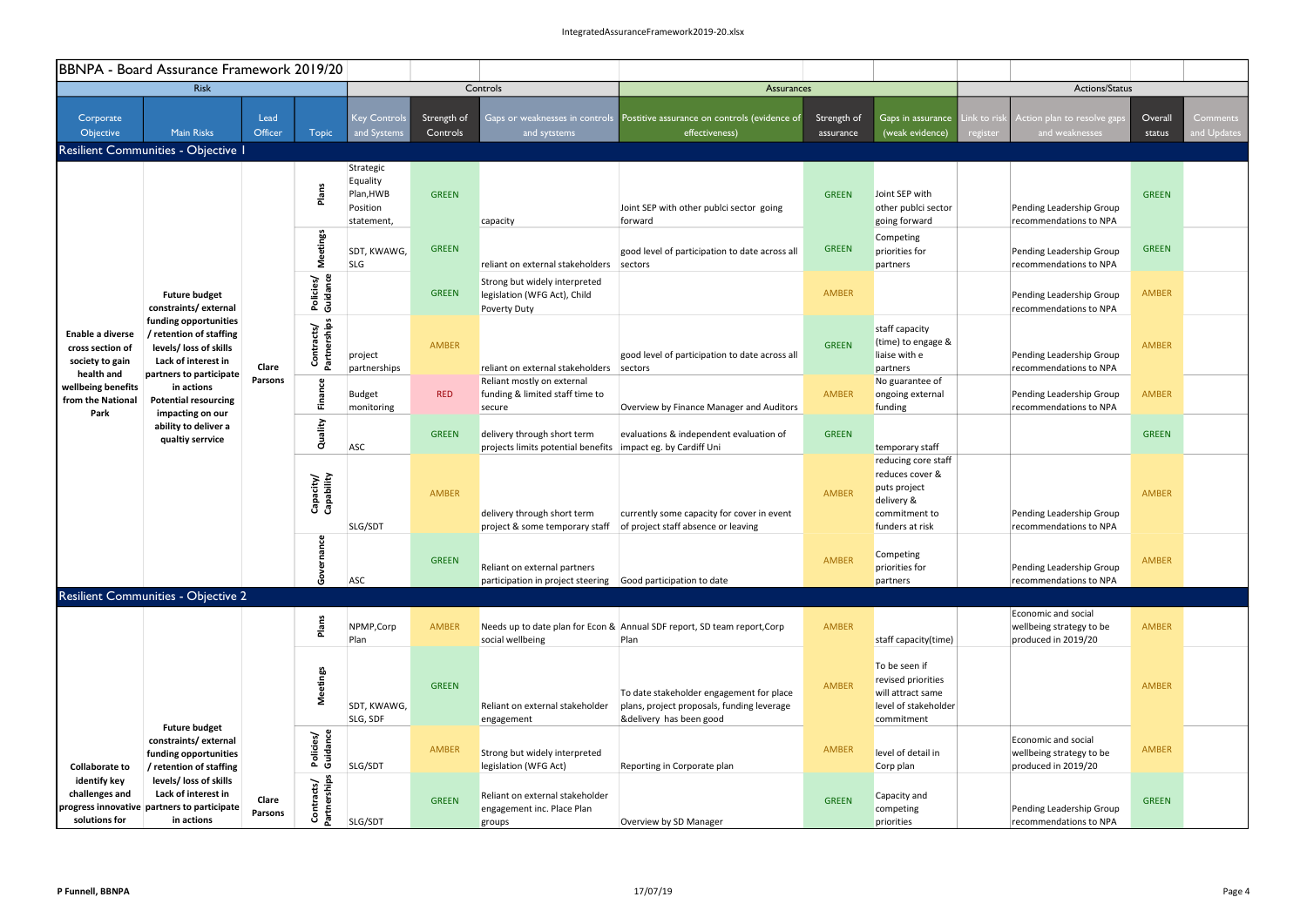## BBNPA - Board Assurance Framework 2019/20

| Risk | | | | Controls | | | Assurances | | | Actions/Status | | | |
|---|---|---|---|---|---|---|---|---|---|---|---|---|---|
| Corporate Objective | Main Risks | Lead Officer | Topic | Key Controls and Systems | Strength of Controls | Gaps or weaknesses in controls and sytstems | Postitive assurance on controls (evidence of effectiveness) | Strength of assurance | Gaps in assurance (weak evidence) | Link to risk register | Action plan to resolve gaps and weaknesses | Overall status | Comments and Updates |
| **Resilient Communities - Objective 1** | | | | | | | | | | | | | |
| **Enable a diverse cross section of society to gain health and wellbeing benefits from the National Park** | **Future budget constraints/ external funding opportunities / retention of staffing levels/ loss of skills Lack of interest in partners to participate in actions Potential resourcing impacting on our ability to deliver a qualtiy serrvice** | Clare Parsons | Plans | Strategic Equality Plan,HWB Position statement, | GREEN | capacity | Joint SEP with other publci sector going forward | GREEN | Joint SEP with other publci sector going forward | | Pending Leadership Group recommendations to NPA | GREEN | |
| | | | Meetings | SDT, KWAWG, SLG | GREEN | reliant on external stakeholders | good level of participation to date across all sectors | GREEN | Competing priorities for partners | | Pending Leadership Group recommendations to NPA | GREEN | |
| | | | Policies/ Guidance | | GREEN | Strong but widely interpreted legislation (WFG Act), Child Poverty Duty | | AMBER | | | Pending Leadership Group recommendations to NPA | AMBER | |
| | | | Contracts/ Partnerships | project partnerships | AMBER | reliant on external stakeholders | good level of participation to date across all sectors | GREEN | staff capacity (time) to engage & liaise with e partners | | Pending Leadership Group recommendations to NPA | AMBER | |
| | | | Finance | Budget monitoring | RED | Reliant mostly on external funding & limited staff time to secure | Overview by Finance Manager and Auditors | AMBER | No guarantee of ongoing external funding | | Pending Leadership Group recommendations to NPA | AMBER | |
| | | | Quality | ASC | GREEN | delivery through short term projects limits potential benefits | evaluations & independent evaluation of impact eg. by Cardiff Uni | GREEN | temporary staff | | | GREEN | |
| | | | Capacity/ Capability | SLG/SDT | AMBER | delivery through short term project & some temporary staff | currently some capacity for cover in event of project staff absence or leaving | AMBER | reducing core staff reduces cover & puts project delivery & commitment to funders at risk | | Pending Leadership Group recommendations to NPA | AMBER | |
| | | | Governance | ASC | GREEN | Reliant on external partners participation in project steering | Good participation to date | AMBER | Competing priorities for partners | | Pending Leadership Group recommendations to NPA | AMBER | |
| **Resilient Communities - Objective 2** | | | | | | | | | | | | | |
| **Collaborate to identify key challenges and progress innovative solutions for** | **Future budget constraints/ external funding opportunities / retention of staffing levels/ loss of skills Lack of interest in partners to participate in actions** | Clare Parsons | Plans | NPMP,Corp Plan | AMBER | Needs up to date plan for Econ & social wellbeing | Annual SDF report, SD team report,Corp Plan | AMBER | staff capacity(time) | | Economic and social wellbeing strategy to be produced in 2019/20 | AMBER | |
| | | | Meetings | SDT, KWAWG, SLG, SDF | GREEN | Reliant on external stakeholder engagement | To date stakeholder engagement for place plans, project proposals, funding leverage &delivery has been good | AMBER | To be seen if revised priorities will attract same level of stakeholder commitment | | | AMBER | |
| | | | Polices/ Guidance | SLG/SDT | AMBER | Strong but widely interpreted legislation (WFG Act) | Reporting in Corporate plan | AMBER | level of detail in Corp plan | | Economic and social wellbeing strategy to be produced in 2019/20 | AMBER | |
| | | | Contracts/ Partnerships | SLG/SDT | GREEN | Reliant on external stakeholder engagement inc. Place Plan groups | Overview by SD Manager | GREEN | Capacity and competing priorities | | Pending Leadership Group recommendations to NPA | GREEN | |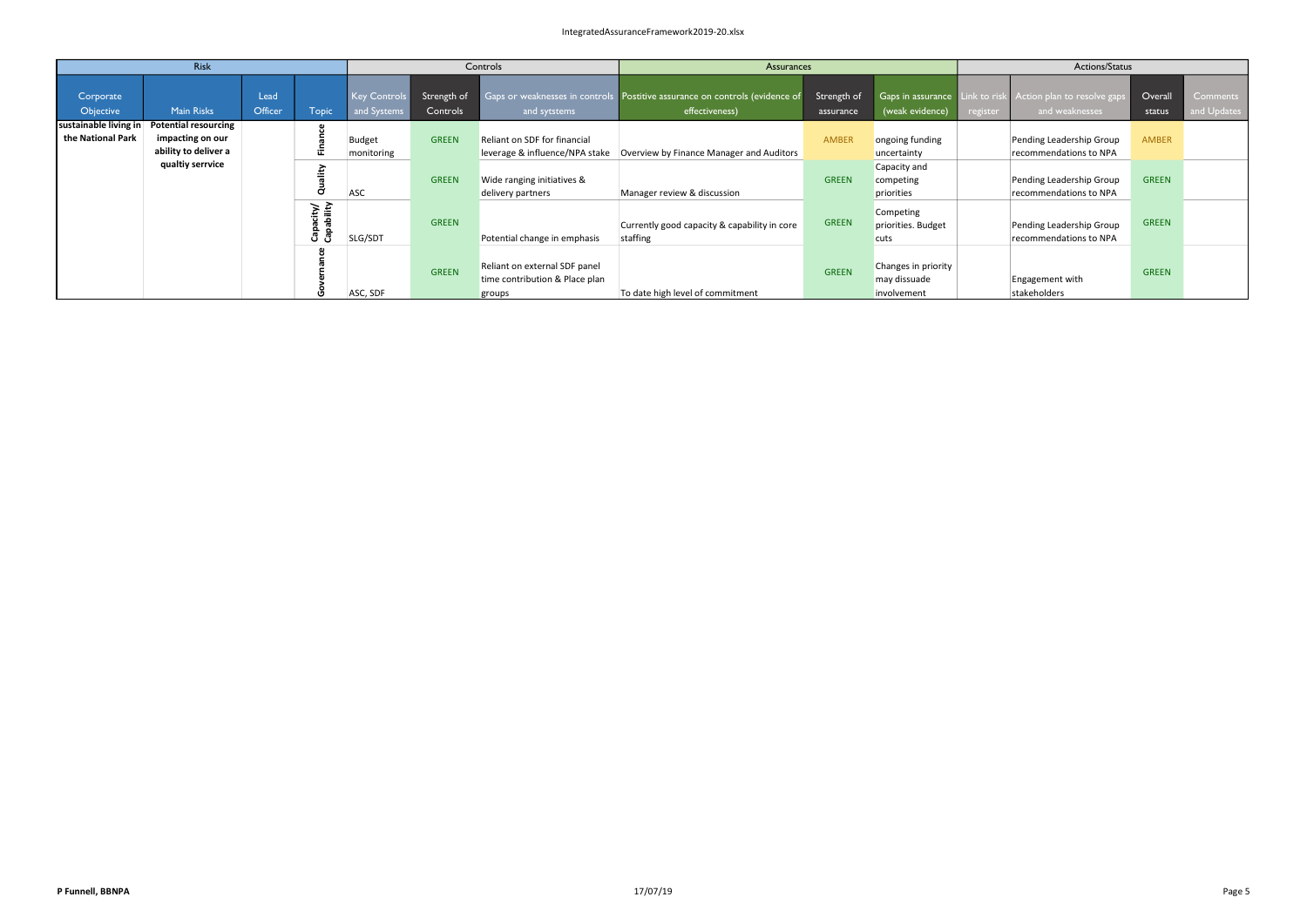| Risk | | | | Controls | | | Assurances | | | Actions/Status | | | |
|---|---|---|---|---|---|---|---|---|---|---|---|---|---|
| Corporate Objective | Main Risks | Lead Officer | Topic | Key Controls and Systems | Strength of Controls | Gaps or weaknesses in controls and sytstems | Postitive assurance on controls (evidence of effectiveness) | Strength of assurance | Gaps in assurance (weak evidence) | Link to risk register | Action plan to resolve gaps and weaknesses | Overall status | Comments and Updates |
| **sustainable living in the National Park** | **Potential resourcing impacting on our ability to deliver a qualtiy serrvice** | | Finance | Budget monitoring | GREEN | Reliant on SDF for financial leverage & influence/NPA stake | Overview by Finance Manager and Auditors | AMBER | ongoing funding uncertainty | | Pending Leadership Group recommendations to NPA | AMBER | |
| | | | Quality | ASC | GREEN | Wide ranging initiatives & delivery partners | Manager review & discussion | GREEN | Capacity and competing priorities | | Pending Leadership Group recommendations to NPA | GREEN | |
| | | | Capacity/ Capability | SLG/SDT | GREEN | Potential change in emphasis | Currently good capacity & capability in core staffing | GREEN | Competing priorities. Budget cuts | | Pending Leadership Group recommendations to NPA | GREEN | |
| | | | Governance | ASC, SDF | GREEN | Reliant on external SDF panel time contribution & Place plan groups | To date high level of commitment | GREEN | Changes in priority may dissuade involvement | | Engagement with stakeholders | GREEN | |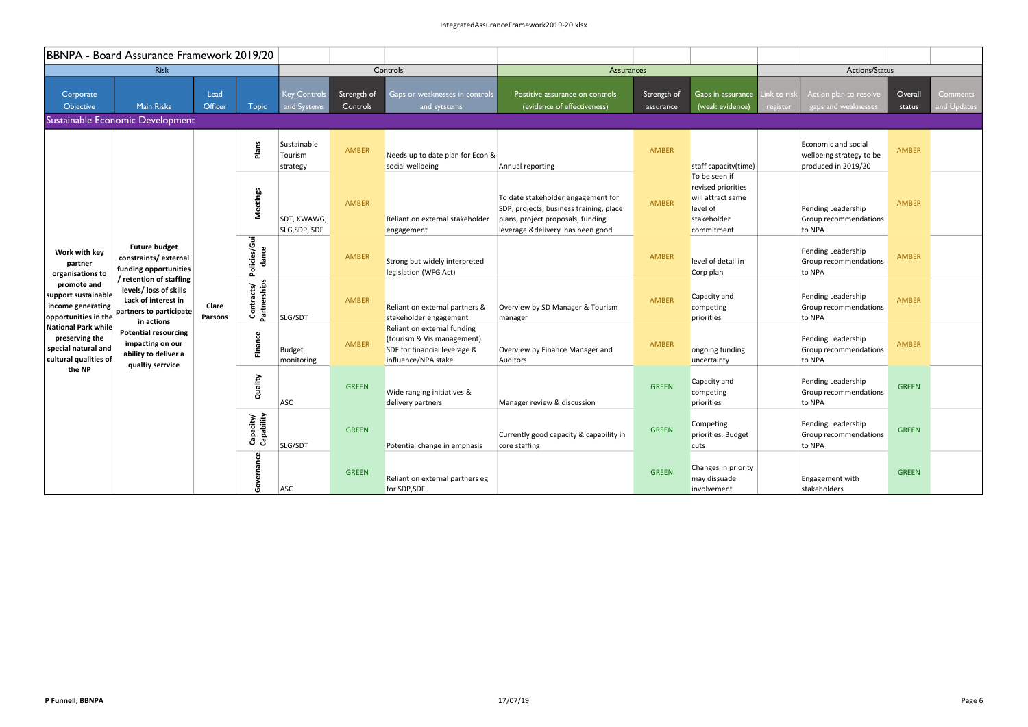## BBNPA - Board Assurance Framework 2019/20

| Risk | | | | Controls | | | Assurances | | | Actions/Status | | | |
|---|---|---|---|---|---|---|---|---|---|---|---|---|---|
| Corporate Objective | Main Risks | Lead Officer | Topic | Key Controls and Systems | Strength of Controls | Gaps or weaknesses in controls and sytstems | Postitive assurance on controls (evidence of effectiveness) | Strength of assurance | Gaps in assurance (weak evidence) | Link to risk register | Action plan to resolve gaps and weaknesses | Overall status | Comments and Updates |
| **Sustainable Economic Development** | | | | | | | | | | | | | |
| **Work with key partner organisations to promote and support sustainable income generating opportunities in the National Park while preserving the special natural and cultural qualities of the NP** | **Future budget constraints/ external funding opportunities / retention of staffing levels/ loss of skills Lack of interest in partners to participate in actions Potential resourcing impacting on our ability to deliver a qualtiy serrvice** | **Clare Parsons** | Plans | Sustainable Tourism strategy | AMBER | Needs up to date plan for Econ & social wellbeing | Annual reporting | AMBER | staff capacity(time) | | Economic and social wellbeing strategy to be produced in 2019/20 | AMBER | |
| | | | Meetings | SDT, KWAWG, SLG,SDP, SDF | AMBER | Reliant on external stakeholder engagement | To date stakeholder engagement for SDP, projects, business training, place plans, project proposals, funding leverage &delivery has been good | AMBER | To be seen if revised priorities will attract same level of stakeholder commitment | | Pending Leadership Group recommendations to NPA | AMBER | |
| | | | Policies/Guidance | | AMBER | Strong but widely interpreted legislation (WFG Act) | | AMBER | level of detail in Corp plan | | Pending Leadership Group recommendations to NPA | AMBER | |
| | | | Contracts/ Partnerships | SLG/SDT | AMBER | Reliant on external partners & stakeholder engagement | Overview by SD Manager & Tourism manager | AMBER | Capacity and competing priorities | | Pending Leadership Group recommendations to NPA | AMBER | |
| | | | Finance | Budget monitoring | AMBER | Reliant on external funding (tourism & Vis management) SDF for financial leverage & influence/NPA stake | Overview by Finance Manager and Auditors | AMBER | ongoing funding uncertainty | | Pending Leadership Group recommendations to NPA | AMBER | |
| | | | Quality | ASC | GREEN | Wide ranging initiatives & delivery partners | Manager review & discussion | GREEN | Capacity and competing priorities | | Pending Leadership Group recommendations to NPA | GREEN | |
| | | | Capacity/ Capability | SLG/SDT | GREEN | Potential change in emphasis | Currently good capacity & capability in core staffing | GREEN | Competing priorities. Budget cuts | | Pending Leadership Group recommendations to NPA | GREEN | |
| | | | Governance | ASC | GREEN | Reliant on external partners eg for SDP,SDF | | GREEN | Changes in priority may dissuade involvement | | Engagement with stakeholders | GREEN | |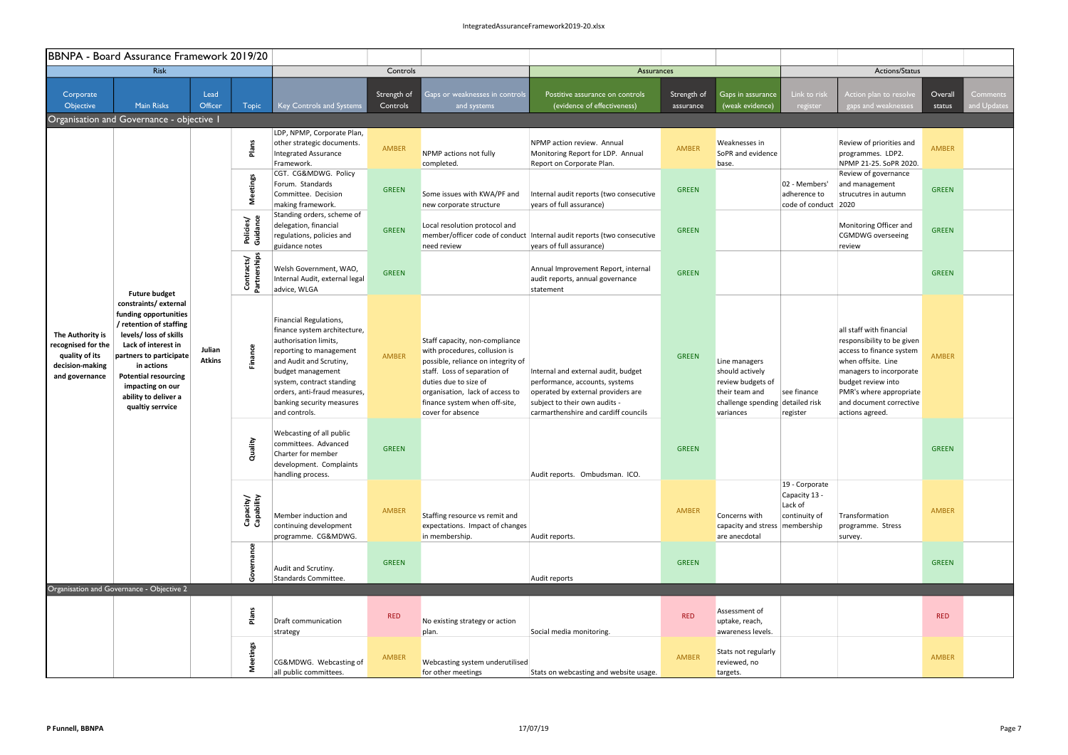# BBNPA - Board Assurance Framework 2019/20

| Risk | | | | Controls | | | Assurances | | | Actions/Status | | | |
|---|---|---|---|---|---|---|---|---|---|---|---|---|---|
| Corporate Objective | Main Risks | Lead Officer | Topic | Key Controls and Systems | Strength of Controls | Gaps or weaknesses in controls and systems | Postitive assurance on controls (evidence of effectiveness) | Strength of assurance | Gaps in assurance (weak evidence) | Link to risk register | Action plan to resolve gaps and weaknesses | Overall status | Comments and Updates |
| **Organisation and Governance - objective 1** | | | | | | | | | | | | | |
| **The Authority is recognised for the quality of its decision-making and governance** | **Future budget constraints/ external funding opportunities / retention of staffing levels/ loss of skills Lack of interest in partners to participate in actions Potential resourcing impacting on our ability to deliver a qualtiy serrvice** | **Julian Atkins** | Plans | LDP, NPMP, Corporate Plan, other strategic documents. Integrated Assurance Framework. | AMBER | NPMP actions not fully completed. | NPMP action review. Annual Monitoring Report for LDP. Annual Report on Corporate Plan. | AMBER | Weaknesses in SoPR and evidence base. | | Review of priorities and programmes. LDP2. NPMP 21-25. SoPR 2020. | AMBER | |
| | | | Meetings | CGT. CG&MDWG. Policy Forum. Standards Committee. Decision making framework. | GREEN | Some issues with KWA/PF and new corporate structure | Internal audit reports (two consecutive years of full assurance) | GREEN | | 02 - Members' adherence to code of conduct | Review of governance and management strucutres in autumn 2020 | GREEN | |
| | | | Policies/ Guidance | Standing orders, scheme of delegation, financial regulations, policies and guidance notes | GREEN | Local resolution protocol and member/officer code of conduct need review | Internal audit reports (two consecutive years of full assurance) | GREEN | | | Monitoring Officer and CGMDWG overseeing review | GREEN | |
| | | | Contracts/ Partnerships | Welsh Government, WAO, Internal Audit, external legal advice, WLGA | GREEN | | Annual Improvement Report, internal audit reports, annual governance statement | GREEN | | | | GREEN | |
| | | | Finance | Financial Regulations, finance system architecture, authorisation limits, reporting to management and Audit and Scrutiny, budget management system, contract standing orders, anti-fraud measures, banking security measures and controls. | AMBER | Staff capacity, non-compliance with procedures, collusion is possible, reliance on integrity of staff. Loss of separation of duties due to size of organisation, lack of access to finance system when off-site, cover for absence | Internal and external audit, budget performance, accounts, systems operated by external providers are subject to their own audits - carmarthenshire and cardiff councils | GREEN | Line managers should actively review budgets of their team and challenge spending variances | see finance detailed risk register | all staff with financial responsibility to be given access to finance system when offsite. Line managers to incorporate budget review into PMR's where appropriate and document corrective actions agreed. | AMBER | |
| | | | Quality | Webcasting of all public committees. Advanced Charter for member development. Complaints handling process. | GREEN | | Audit reports. Ombudsman. ICO. | GREEN | | | | GREEN | |
| | | | Capacity/ Capability | Member induction and continuing development programme. CG&MDWG. | AMBER | Staffing resource vs remit and expectations. Impact of changes in membership. | Audit reports. | AMBER | Concerns with capacity and stress are anecdotal | 19 - Corporate Capacity 13 - Lack of continuity of membership | Transformation programme. Stress survey. | AMBER | |
| | | | Governance | Audit and Scrutiny. Standards Committee. | GREEN | | Audit reports | GREEN | | | | GREEN | |
| **Organisation and Governance - Objective 2** | | | | | | | | | | | | | |
| | | | Plans | Draft communication strategy | RED | No existing strategy or action plan. | Social media monitoring. | RED | Assessment of uptake, reach, awareness levels. | | | RED | |
| | | | Meetings | CG&MDWG. Webcasting of all public committees. | AMBER | Webcasting system underutilised for other meetings | Stats on webcasting and website usage. | AMBER | Stats not regularly reviewed, no targets. | | | AMBER | |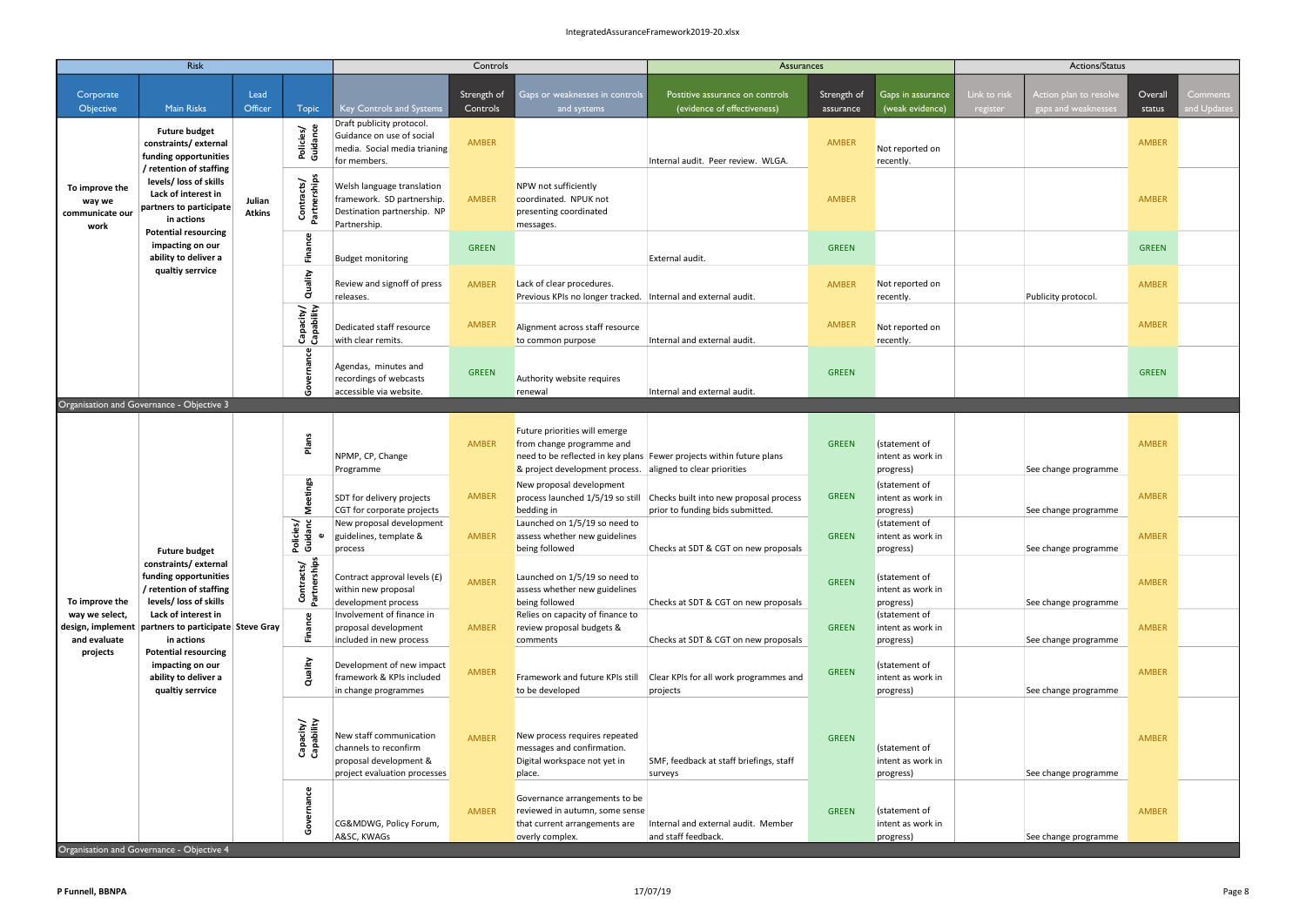| Risk | | | | Controls | | | Assurances | | | Actions/Status | | | |
|---|---|---|---|---|---|---|---|---|---|---|---|---|---|
| Corporate Objective | Main Risks | Lead Officer | Topic | Key Controls and Systems | Strength of Controls | Gaps or weaknesses in controls and systems | Postitive assurance on controls (evidence of effectiveness) | Strength of assurance | Gaps in assurance (weak evidence) | Link to risk register | Action plan to resolve gaps and weaknesses | Overall status | Comments and Updates |
| To improve the way we communicate our work | Future budget constraints/ external funding opportunities / retention of staffing levels/ loss of skills Lack of interest in partners to participate in actions Potential resourcing impacting on our ability to deliver a qualtiy serrvice | Julian Atkins | Policies/ Guidance | Draft publicity protocol. Guidance on use of social media. Social media trianing for members. | AMBER | | Internal audit. Peer review. WLGA. | AMBER | Not reported on recently. | | | AMBER | |
| | | | Contracts/ Partnerships | Welsh language translation framework. SD partnership. Destination partnership. NP Partnership. | AMBER | NPW not sufficiently coordinated. NPUK not presenting coordinated messages. | | AMBER | | | | AMBER | |
| | | | Finance | Budget monitoring | GREEN | | External audit. | GREEN | | | | GREEN | |
| | | | Quality | Review and signoff of press releases. | AMBER | Lack of clear procedures. Previous KPIs no longer tracked. | Internal and external audit. | AMBER | Not reported on recently. | | Publicity protocol. | AMBER | |
| | | | Capacity/ Capability | Dedicated staff resource with clear remits. | AMBER | Alignment across staff resource to common purpose | Internal and external audit. | AMBER | Not reported on recently. | | | AMBER | |
| | | | Governance | Agendas, minutes and recordings of webcasts accessible via website. | GREEN | Authority website requires renewal | Internal and external audit. | GREEN | | | | GREEN | |
| **Organisation and Governance - Objective 3** | | | | | | | | | | | | | |
| To improve the way we select, design, implement and evaluate projects | Future budget constraints/ external funding opportunities / retention of staffing levels/ loss of skills Lack of interest in partners to participate in actions Potential resourcing impacting on our ability to deliver a qualtiy serrvice | Steve Gray | Plans | NPMP, CP, Change Programme | AMBER | Future priorities will emerge from change programme and need to be reflected in key plans & project development process. | Fewer projects within future plans aligned to clear priorities | GREEN | (statement of intent as work in progress) | | See change programme | AMBER | |
| | | | Meetings | SDT for delivery projects CGT for corporate projects | AMBER | New proposal development process launched 1/5/19 so still bedding in | Checks built into new proposal process prior to funding bids submitted. | GREEN | (statement of intent as work in progress) | | See change programme | AMBER | |
| | | | Policies/ Guidance | New proposal development guidelines, template & process | AMBER | Launched on 1/5/19 so need to assess whether new guidelines being followed | Checks at SDT & CGT on new proposals | GREEN | (statement of intent as work in progress) | | See change programme | AMBER | |
| | | | Contracts/ Partnerships | Contract approval levels (£) within new proposal development process | AMBER | Launched on 1/5/19 so need to assess whether new guidelines being followed | Checks at SDT & CGT on new proposals | GREEN | (statement of intent as work in progress) | | See change programme | AMBER | |
| | | | Finance | Involvement of finance in proposal development included in new process | AMBER | Relies on capacity of finance to review proposal budgets & comments | Checks at SDT & CGT on new proposals | GREEN | (statement of intent as work in progress) | | See change programme | AMBER | |
| | | | Quality | Development of new impact framework & KPIs included in change programmes | AMBER | Framework and future KPIs still to be developed | Clear KPIs for all work programmes and projects | GREEN | (statement of intent as work in progress) | | See change programme | AMBER | |
| | | | Capacity/ Capability | New staff communication channels to reconfirm proposal development & project evaluation processes | AMBER | New process requires repeated messages and confirmation. Digital workspace not yet in place. | SMF, feedback at staff briefings, staff surveys | GREEN | (statement of intent as work in progress) | | See change programme | AMBER | |
| | | | Governance | CG&MDWG, Policy Forum, A&SC, KWAGs | AMBER | Governance arrangements to be reviewed in autumn, some sense that current arrangements are overly complex. | Internal and external audit. Member and staff feedback. | GREEN | (statement of intent as work in progress) | | See change programme | AMBER | |
| **Organisation and Governance - Objective 4** | | | | | | | | | | | | | |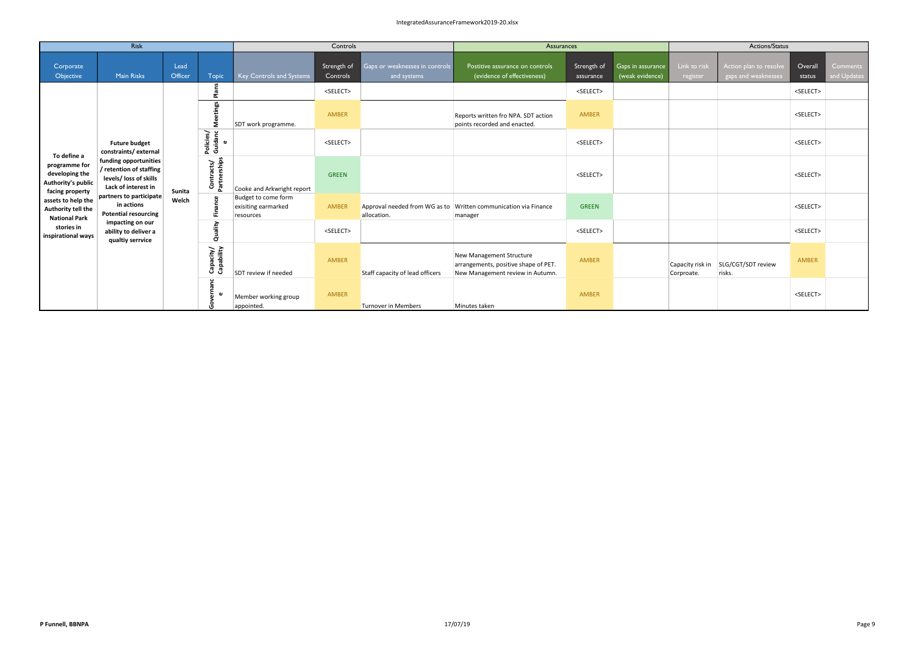| Risk | | | | Controls | | | Assurances | | | Actions/Status | | | |
|---|---|---|---|---|---|---|---|---|---|---|---|---|---|
| Corporate Objective | Main Risks | Lead Officer | Topic | Key Controls and Systems | Strength of Controls | Gaps or weaknesses in controls and systems | Postitive assurance on controls (evidence of effectiveness) | Strength of assurance | Gaps in assurance (weak evidence) | Link to risk register | Action plan to resolve gaps and weaknesses | Overall status | Comments and Updates |
| **To define a programme for developing the Authority's public facing property assets to help the Authority tell the National Park stories in inspirational ways** | **Future budget constraints/ external funding opportunities / retention of staffing levels/ loss of skills Lack of interest in partners to participate in actions Potential resourcing impacting on our ability to deliver a qualtiy serrvice** | **Sunita Welch** | **Plans** | | <SELECT> | | | <SELECT> | | | | <SELECT> | |
| | | | **Meetings** | SDT work programme. | AMBER | | Reports written fro NPA. SDT action points recorded and enacted. | AMBER | | | | <SELECT> | |
| | | | **Policies/ Guidance** | | <SELECT> | | | <SELECT> | | | | <SELECT> | |
| | | | **Contracts/ Partnerships** | Cooke and Arkwright report | GREEN | | | <SELECT> | | | | <SELECT> | |
| | | | **Finance** | Budget to come form exisiting earmarked resources | AMBER | Approval needed from WG as to allocation. | Written communication via Finance manager | GREEN | | | | <SELECT> | |
| | | | **Quality** | | <SELECT> | | | <SELECT> | | | | <SELECT> | |
| | | | **Capacity/ Capability** | SDT review if needed | AMBER | Staff capacity of lead officers | New Management Structure arrangements, positive shape of PET. New Management review in Autumn. | AMBER | | Capacity risk in Corproate. | SLG/CGT/SDT review risks. | AMBER | |
| | | | **Governance** | Member working group appointed. | AMBER | Turnover in Members | Minutes taken | AMBER | | | | <SELECT> | |